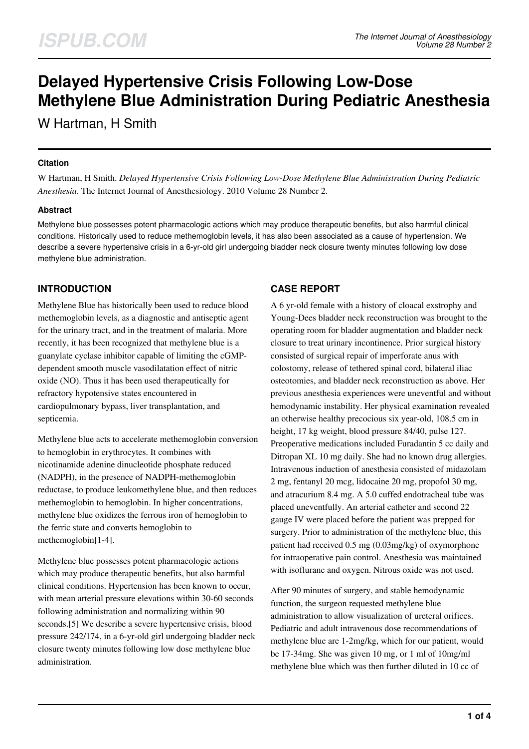# Delayed Hypertensive Crisis Following Low-Dose Methylene Blue Administration During Pediatric Anesthesia

W Hartman, H Smith

### Citation

W Hartman, H Smith. *Delayed Hypertensive Crisis Following Low-Dose Methylene Blue Administration During Pediatric Anesthesia*. The Internet Journal of Anesthesiology. 2010 Volume 28 Number 2.

### Abstract

Methylene blue possesses potent pharmacologic actions which may produce therapeutic benefits, but also harmful clinical conditions. Historically used to reduce methemoglobin levels, it has also been associated as a cause of hypertension. We describe a severe hypertensive crisis in a 6-yr-old girl undergoing bladder neck closure twenty minutes following low dose methylene blue administration.

## INTRODUCTION

Methylene Blue has historically been used to reduce blood methemoglobin levels, as a diagnostic and antiseptic agent for the urinary tract, and in the treatment of malaria. More recently, it has been recognized that methylene blue is a guanylate cyclase inhibitor capable of limiting the cGMP-dependent smooth muscle vasodilatation effect of nitric oxide (NO). Thus it has been used therapeutically for refractory hypotensive states encountered in cardiopulmonary bypass, liver transplantation, and septicemia.

Methylene blue acts to accelerate methemoglobin conversion to hemoglobin in erythrocytes. It combines with nicotinamide adenine dinucleotide phosphate reduced (NADPH), in the presence of NADPH-methemoglobin reductase, to produce leukomethylene blue, and then reduces methemoglobin to hemoglobin. In higher concentrations, methylene blue oxidizes the ferrous iron of hemoglobin to the ferric state and converts hemoglobin to methemoglobin[1-4].

Methylene blue possesses potent pharmacologic actions which may produce therapeutic benefits, but also harmful clinical conditions. Hypertension has been known to occur, with mean arterial pressure elevations within 30-60 seconds following administration and normalizing within 90 seconds.[5] We describe a severe hypertensive crisis, blood pressure 242/174, in a 6-yr-old girl undergoing bladder neck closure twenty minutes following low dose methylene blue administration.

## CASE REPORT

A 6 yr-old female with a history of cloacal exstrophy and Young-Dees bladder neck reconstruction was brought to the operating room for bladder augmentation and bladder neck closure to treat urinary incontinence. Prior surgical history consisted of surgical repair of imperforate anus with colostomy, release of tethered spinal cord, bilateral iliac osteotomies, and bladder neck reconstruction as above. Her previous anesthesia experiences were uneventful and without hemodynamic instability. Her physical examination revealed an otherwise healthy precocious six year-old, 108.5 cm in height, 17 kg weight, blood pressure 84/40, pulse 127. Preoperative medications included Furadantin 5 cc daily and Ditropan XL 10 mg daily. She had no known drug allergies. Intravenous induction of anesthesia consisted of midazolam 2 mg, fentanyl 20 mcg, lidocaine 20 mg, propofol 30 mg, and atracurium 8.4 mg. A 5.0 cuffed endotracheal tube was placed uneventfully. An arterial catheter and second 22 gauge IV were placed before the patient was prepped for surgery. Prior to administration of the methylene blue, this patient had received 0.5 mg (0.03mg/kg) of oxymorphone for intraoperative pain control. Anesthesia was maintained with isoflurane and oxygen. Nitrous oxide was not used.

After 90 minutes of surgery, and stable hemodynamic function, the surgeon requested methylene blue administration to allow visualization of ureteral orifices. Pediatric and adult intravenous dose recommendations of methylene blue are 1-2mg/kg, which for our patient, would be 17-34mg. She was given 10 mg, or 1 ml of 10mg/ml methylene blue which was then further diluted in 10 cc of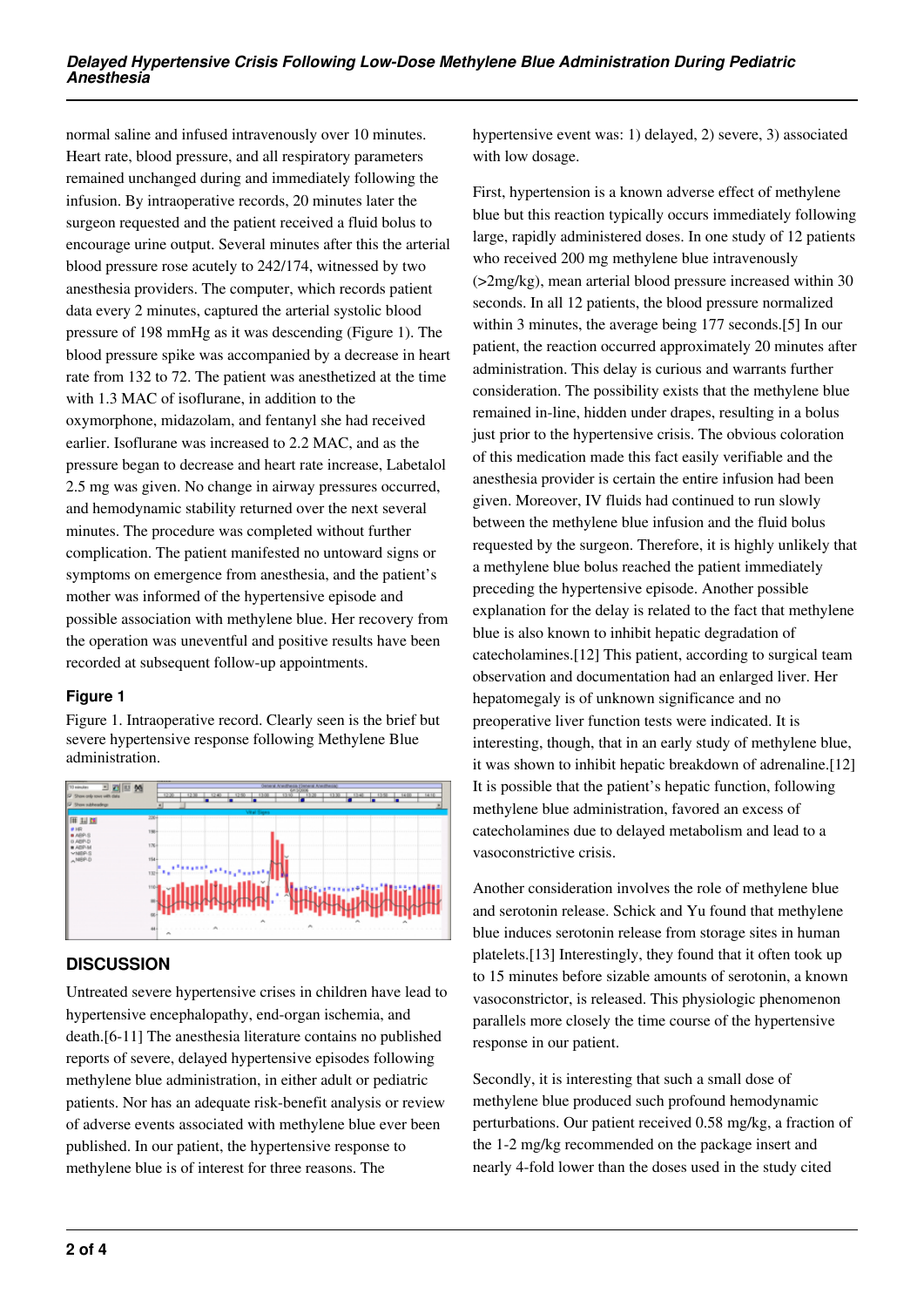normal saline and infused intravenously over 10 minutes. Heart rate, blood pressure, and all respiratory parameters remained unchanged during and immediately following the infusion. By intraoperative records, 20 minutes later the surgeon requested and the patient received a fluid bolus to encourage urine output. Several minutes after this the arterial blood pressure rose acutely to 242/174, witnessed by two anesthesia providers. The computer, which records patient data every 2 minutes, captured the arterial systolic blood pressure of 198 mmHg as it was descending (Figure 1). The blood pressure spike was accompanied by a decrease in heart rate from 132 to 72. The patient was anesthetized at the time with 1.3 MAC of isoflurane, in addition to the oxymorphone, midazolam, and fentanyl she had received earlier. Isoflurane was increased to 2.2 MAC, and as the pressure began to decrease and heart rate increase, Labetalol 2.5 mg was given. No change in airway pressures occurred, and hemodynamic stability returned over the next several minutes. The procedure was completed without further complication. The patient manifested no untoward signs or symptoms on emergence from anesthesia, and the patient's mother was informed of the hypertensive episode and possible association with methylene blue. Her recovery from the operation was uneventful and positive results have been recorded at subsequent follow-up appointments.

### Figure 1

Figure 1. Intraoperative record. Clearly seen is the brief but severe hypertensive response following Methylene Blue administration.

## DISCUSSION

Untreated severe hypertensive crises in children have lead to hypertensive encephalopathy, end-organ ischemia, and death.[6-11] The anesthesia literature contains no published reports of severe, delayed hypertensive episodes following methylene blue administration, in either adult or pediatric patients. Nor has an adequate risk-benefit analysis or review of adverse events associated with methylene blue ever been published. In our patient, the hypertensive response to methylene blue is of interest for three reasons. The hypertensive event was: 1) delayed, 2) severe, 3) associated with low dosage.

First, hypertension is a known adverse effect of methylene blue but this reaction typically occurs immediately following large, rapidly administered doses. In one study of 12 patients who received 200 mg methylene blue intravenously (>2mg/kg), mean arterial blood pressure increased within 30 seconds. In all 12 patients, the blood pressure normalized within 3 minutes, the average being 177 seconds.[5] In our patient, the reaction occurred approximately 20 minutes after administration. This delay is curious and warrants further consideration. The possibility exists that the methylene blue remained in-line, hidden under drapes, resulting in a bolus just prior to the hypertensive crisis. The obvious coloration of this medication made this fact easily verifiable and the anesthesia provider is certain the entire infusion had been given. Moreover, IV fluids had continued to run slowly between the methylene blue infusion and the fluid bolus requested by the surgeon. Therefore, it is highly unlikely that a methylene blue bolus reached the patient immediately preceding the hypertensive episode. Another possible explanation for the delay is related to the fact that methylene blue is also known to inhibit hepatic degradation of catecholamines.[12] This patient, according to surgical team observation and documentation had an enlarged liver. Her hepatomegaly is of unknown significance and no preoperative liver function tests were indicated. It is interesting, though, that in an early study of methylene blue, it was shown to inhibit hepatic breakdown of adrenaline.[12] It is possible that the patient's hepatic function, following methylene blue administration, favored an excess of catecholamines due to delayed metabolism and lead to a vasoconstrictive crisis.

Another consideration involves the role of methylene blue and serotonin release. Schick and Yu found that methylene blue induces serotonin release from storage sites in human platelets.[13] Interestingly, they found that it often took up to 15 minutes before sizable amounts of serotonin, a known vasoconstrictor, is released. This physiologic phenomenon parallels more closely the time course of the hypertensive response in our patient.

Secondly, it is interesting that such a small dose of methylene blue produced such profound hemodynamic perturbations. Our patient received 0.58 mg/kg, a fraction of the 1-2 mg/kg recommended on the package insert and nearly 4-fold lower than the doses used in the study cited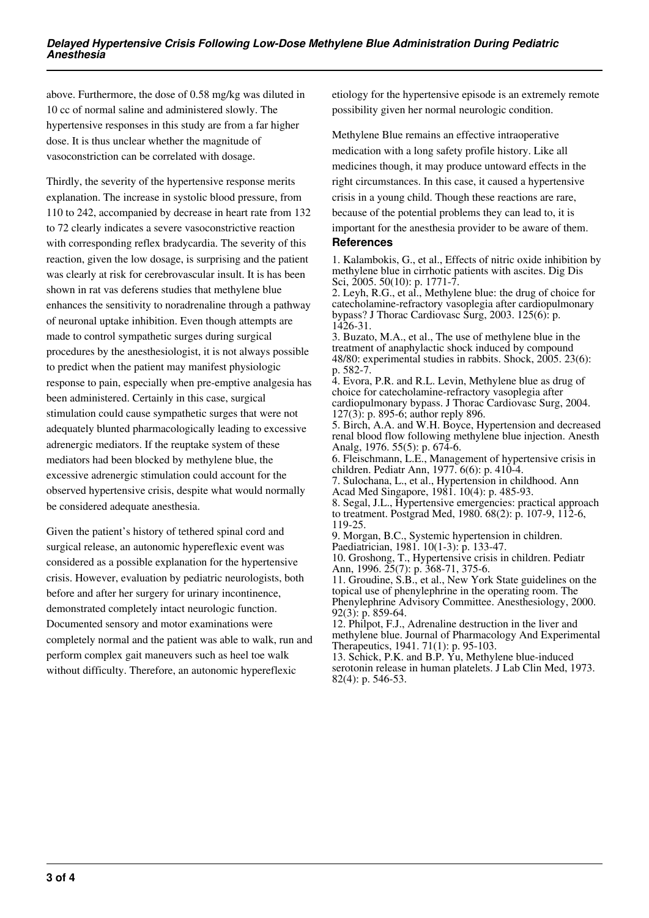above. Furthermore, the dose of 0.58 mg/kg was diluted in 10 cc of normal saline and administered slowly. The hypertensive responses in this study are from a far higher dose. It is thus unclear whether the magnitude of vasoconstriction can be correlated with dosage.

Thirdly, the severity of the hypertensive response merits explanation. The increase in systolic blood pressure, from 110 to 242, accompanied by decrease in heart rate from 132 to 72 clearly indicates a severe vasoconstrictive reaction with corresponding reflex bradycardia. The severity of this reaction, given the low dosage, is surprising and the patient was clearly at risk for cerebrovascular insult. It is has been shown in rat vas deferens studies that methylene blue enhances the sensitivity to noradrenaline through a pathway of neuronal uptake inhibition. Even though attempts are made to control sympathetic surges during surgical procedures by the anesthesiologist, it is not always possible to predict when the patient may manifest physiologic response to pain, especially when pre-emptive analgesia has been administered. Certainly in this case, surgical stimulation could cause sympathetic surges that were not adequately blunted pharmacologically leading to excessive adrenergic mediators. If the reuptake system of these mediators had been blocked by methylene blue, the excessive adrenergic stimulation could account for the observed hypertensive crisis, despite what would normally be considered adequate anesthesia.

Given the patient's history of tethered spinal cord and surgical release, an autonomic hyperreflexic event was considered as a possible explanation for the hypertensive crisis. However, evaluation by pediatric neurologists, both before and after her surgery for urinary incontinence, demonstrated completely intact neurologic function. Documented sensory and motor examinations were completely normal and the patient was able to walk, run and perform complex gait maneuvers such as heel toe walk without difficulty. Therefore, an autonomic hyperreflexic etiology for the hypertensive episode is an extremely remote possibility given her normal neurologic condition.

Methylene Blue remains an effective intraoperative medication with a long safety profile history. Like all medicines though, it may produce untoward effects in the right circumstances. In this case, it caused a hypertensive crisis in a young child. Though these reactions are rare, because of the potential problems they can lead to, it is important for the anesthesia provider to be aware of them.

## References

1. Kalambokis, G., et al., Effects of nitric oxide inhibition by methylene blue in cirrhotic patients with ascites. Dig Dis Sci, 2005. 50(10): p. 1771-7.
2. Leyh, R.G., et al., Methylene blue: the drug of choice for catecholamine-refractory vasoplegia after cardiopulmonary bypass? J Thorac Cardiovasc Surg, 2003. 125(6): p. 1426-31.
3. Buzato, M.A., et al., The use of methylene blue in the treatment of anaphylactic shock induced by compound 48/80: experimental studies in rabbits. Shock, 2005. 23(6): p. 582-7.
4. Evora, P.R. and R.L. Levin, Methylene blue as drug of choice for catecholamine-refractory vasoplegia after cardiopulmonary bypass. J Thorac Cardiovasc Surg, 2004. 127(3): p. 895-6; author reply 896.
5. Birch, A.A. and W.H. Boyce, Hypertension and decreased renal blood flow following methylene blue injection. Anesth Analg, 1976. 55(5): p. 674-6.
6. Fleischmann, L.E., Management of hypertensive crisis in children. Pediatr Ann, 1977. 6(6): p. 410-4.
7. Sulochana, L., et al., Hypertension in childhood. Ann Acad Med Singapore, 1981. 10(4): p. 485-93.
8. Segal, J.L., Hypertensive emergencies: practical approach to treatment. Postgrad Med, 1980. 68(2): p. 107-9, 112-6, 119-25.
9. Morgan, B.C., Systemic hypertension in children. Paediatrician, 1981. 10(1-3): p. 133-47.
10. Groshong, T., Hypertensive crisis in children. Pediatr Ann, 1996. 25(7): p. 368-71, 375-6.
11. Groudine, S.B., et al., New York State guidelines on the topical use of phenylephrine in the operating room. The Phenylephrine Advisory Committee. Anesthesiology, 2000. 92(3): p. 859-64.
12. Philpot, F.J., Adrenaline destruction in the liver and methylene blue. Journal of Pharmacology And Experimental Therapeutics, 1941. 71(1): p. 95-103.
13. Schick, P.K. and B.P. Yu, Methylene blue-induced serotonin release in human platelets. J Lab Clin Med, 1973. 82(4): p. 546-53.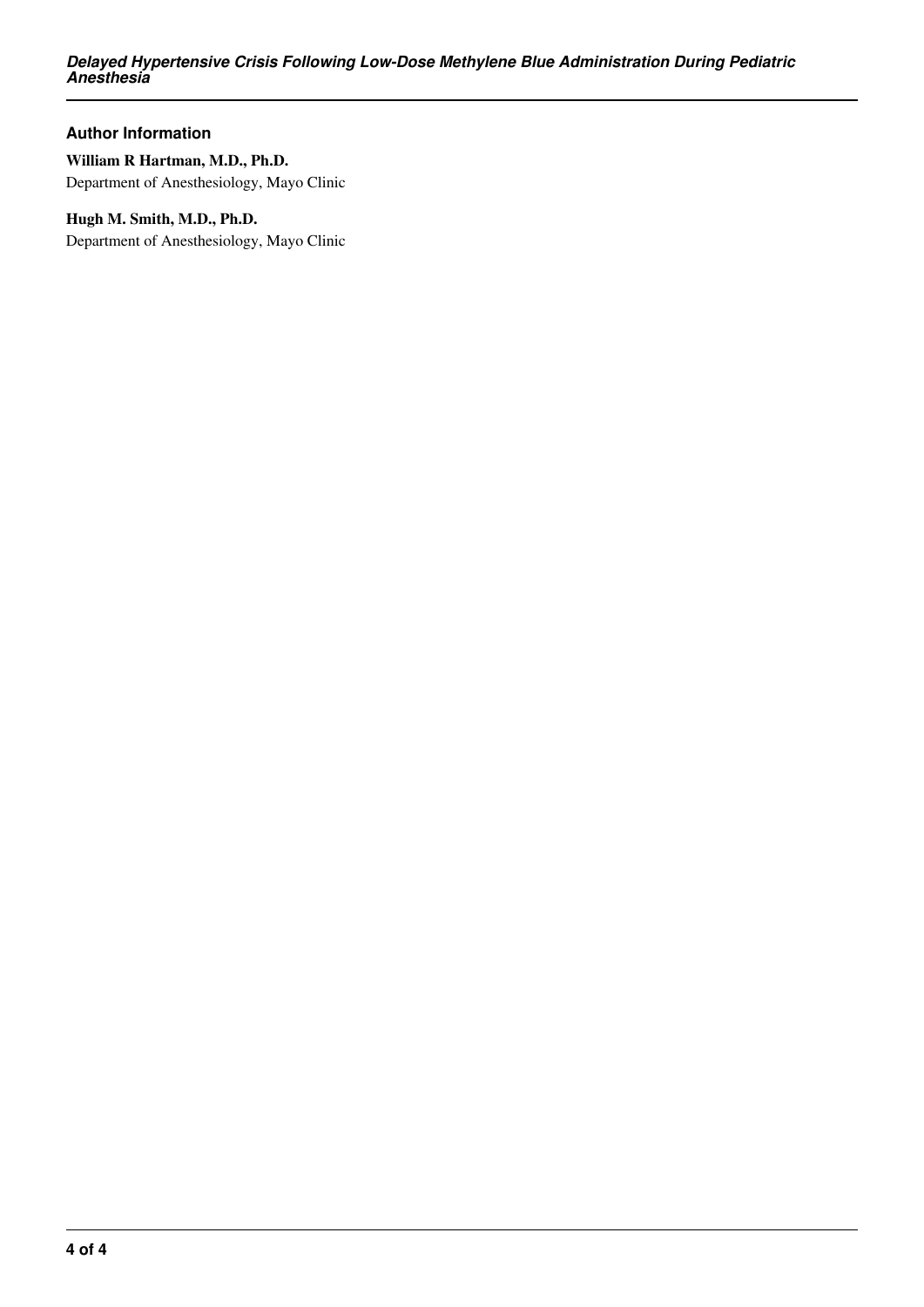### Author Information

**William R Hartman, M.D., Ph.D.**
Department of Anesthesiology, Mayo Clinic

**Hugh M. Smith, M.D., Ph.D.**
Department of Anesthesiology, Mayo Clinic